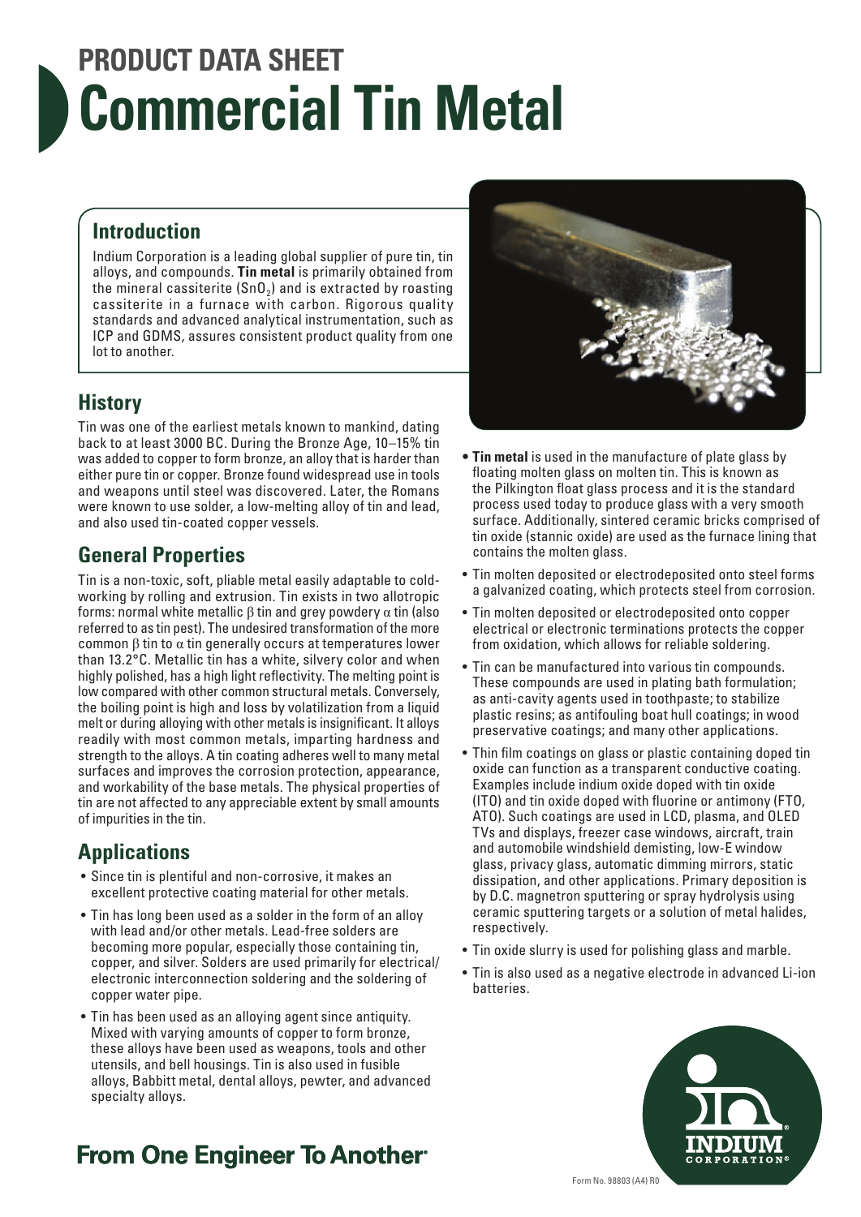# PRODUCT DATA SHEET
# Commercial Tin Metal

## Introduction

Indium Corporation is a leading global supplier of pure tin, tin alloys, and compounds. **Tin metal** is primarily obtained from the mineral cassiterite ($SnO_2$) and is extracted by roasting cassiterite in a furnace with carbon. Rigorous quality standards and advanced analytical instrumentation, such as ICP and GDMS, assures consistent product quality from one lot to another.

## History

Tin was one of the earliest metals known to mankind, dating back to at least 3000 BC. During the Bronze Age, 10–15% tin was added to copper to form bronze, an alloy that is harder than either pure tin or copper. Bronze found widespread use in tools and weapons until steel was discovered. Later, the Romans were known to use solder, a low-melting alloy of tin and lead, and also used tin-coated copper vessels.

## General Properties

Tin is a non-toxic, soft, pliable metal easily adaptable to cold-working by rolling and extrusion. Tin exists in two allotropic forms: normal white metallic $\beta$ tin and grey powdery $\alpha$ tin (also referred to as tin pest). The undesired transformation of the more common $\beta$ tin to $\alpha$ tin generally occurs at temperatures lower than 13.2°C. Metallic tin has a white, silvery color and when highly polished, has a high light reflectivity. The melting point is low compared with other common structural metals. Conversely, the boiling point is high and loss by volatilization from a liquid melt or during alloying with other metals is insignificant. It alloys readily with most common metals, imparting hardness and strength to the alloys. A tin coating adheres well to many metal surfaces and improves the corrosion protection, appearance, and workability of the base metals. The physical properties of tin are not affected to any appreciable extent by small amounts of impurities in the tin.

## Applications

- Since tin is plentiful and non-corrosive, it makes an excellent protective coating material for other metals.
- Tin has long been used as a solder in the form of an alloy with lead and/or other metals. Lead-free solders are becoming more popular, especially those containing tin, copper, and silver. Solders are used primarily for electrical/electronic interconnection soldering and the soldering of copper water pipe.
- Tin has been used as an alloying agent since antiquity. Mixed with varying amounts of copper to form bronze, these alloys have been used as weapons, tools and other utensils, and bell housings. Tin is also used in fusible alloys, Babbitt metal, dental alloys, pewter, and advanced specialty alloys.
- **Tin metal** is used in the manufacture of plate glass by floating molten glass on molten tin. This is known as the Pilkington float glass process and it is the standard process used today to produce glass with a very smooth surface. Additionally, sintered ceramic bricks comprised of tin oxide (stannic oxide) are used as the furnace lining that contains the molten glass.
- Tin molten deposited or electrodeposited onto steel forms a galvanized coating, which protects steel from corrosion.
- Tin molten deposited or electrodeposited onto copper electrical or electronic terminations protects the copper from oxidation, which allows for reliable soldering.
- Tin can be manufactured into various tin compounds. These compounds are used in plating bath formulation; as anti-cavity agents used in toothpaste; to stabilize plastic resins; as antifouling boat hull coatings; in wood preservative coatings; and many other applications.
- Thin film coatings on glass or plastic containing doped tin oxide can function as a transparent conductive coating. Examples include indium oxide doped with tin oxide (ITO) and tin oxide doped with fluorine or antimony (FTO, ATO). Such coatings are used in LCD, plasma, and OLED TVs and displays, freezer case windows, aircraft, train and automobile windshield demisting, low-E window glass, privacy glass, automatic dimming mirrors, static dissipation, and other applications. Primary deposition is by D.C. magnetron sputtering or spray hydrolysis using ceramic sputtering targets or a solution of metal halides, respectively.
- Tin oxide slurry is used for polishing glass and marble.
- Tin is also used as a negative electrode in advanced Li-ion batteries.

From One Engineer To Another®

INDIUM CORPORATION®

Form No. 98803 (A4) R0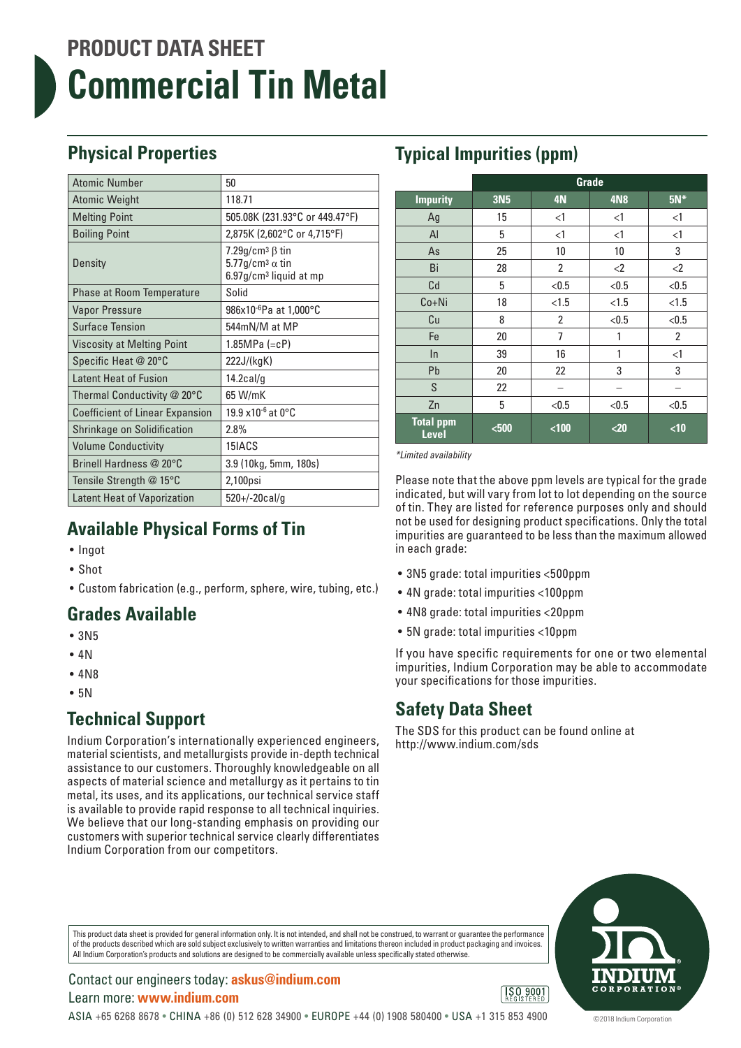# PRODUCT DATA SHEET

# Commercial Tin Metal

## Physical Properties

| | |
|---|---|
| Atomic Number | 50 |
| Atomic Weight | 118.71 |
| Melting Point | 505.08K (231.93°C or 449.47°F) |
| Boiling Point | 2,875K (2,602°C or 4,715°F) |
| Density | 7.29g/cm³ β tin<br>5.77g/cm³ α tin<br>6.97g/cm³ liquid at mp |
| Phase at Room Temperature | Solid |
| Vapor Pressure | 986x10$^{-6}$Pa at 1,000°C |
| Surface Tension | 544mN/M at MP |
| Viscosity at Melting Point | 1.85MPa (=cP) |
| Specific Heat @ 20°C | 222J/(kgK) |
| Latent Heat of Fusion | 14.2cal/g |
| Thermal Conductivity @ 20°C | 65 W/mK |
| Coefficient of Linear Expansion | 19.9 x10$^{-6}$ at 0°C |
| Shrinkage on Solidification | 2.8% |
| Volume Conductivity | 15IACS |
| Brinell Hardness @ 20°C | 3.9 (10kg, 5mm, 180s) |
| Tensile Strength @ 15°C | 2,100psi |
| Latent Heat of Vaporization | 520+/-20cal/g |

## Available Physical Forms of Tin

- Ingot
- Shot
- Custom fabrication (e.g., perform, sphere, wire, tubing, etc.)

## Grades Available

- 3N5
- 4N
- 4N8
- 5N

## Technical Support

Indium Corporation's internationally experienced engineers, material scientists, and metallurgists provide in-depth technical assistance to our customers. Thoroughly knowledgeable on all aspects of material science and metallurgy as it pertains to tin metal, its uses, and its applications, our technical service staff is available to provide rapid response to all technical inquiries. We believe that our long-standing emphasis on providing our customers with superior technical service clearly differentiates Indium Corporation from our competitors.

## Typical Impurities (ppm)

| | Grade | | | |
|---|---|---|---|---|
| **Impurity** | **3N5** | **4N** | **4N8** | **5N*** |
| Ag | 15 | <1 | <1 | <1 |
| Al | 5 | <1 | <1 | <1 |
| As | 25 | 10 | 10 | 3 |
| Bi | 28 | 2 | <2 | <2 |
| Cd | 5 | <0.5 | <0.5 | <0.5 |
| Co+Ni | 18 | <1.5 | <1.5 | <1.5 |
| Cu | 8 | 2 | <0.5 | <0.5 |
| Fe | 20 | 7 | 1 | 2 |
| In | 39 | 16 | 1 | <1 |
| Pb | 20 | 22 | 3 | 3 |
| S | 22 | – | – | – |
| Zn | 5 | <0.5 | <0.5 | <0.5 |
| **Total ppm Level** | **<500** | **<100** | **<20** | **<10** |

*\*Limited availability*

Please note that the above ppm levels are typical for the grade indicated, but will vary from lot to lot depending on the source of tin. They are listed for reference purposes only and should not be used for designing product specifications. Only the total impurities are guaranteed to be less than the maximum allowed in each grade:

- 3N5 grade: total impurities <500ppm
- 4N grade: total impurities <100ppm
- 4N8 grade: total impurities <20ppm
- 5N grade: total impurities <10ppm

If you have specific requirements for one or two elemental impurities, Indium Corporation may be able to accommodate your specifications for those impurities.

## Safety Data Sheet

The SDS for this product can be found online at http://www.indium.com/sds

This product data sheet is provided for general information only. It is not intended, and shall not be construed, to warrant or guarantee the performance of the products described which are sold subject exclusively to written warranties and limitations thereon included in product packaging and invoices. All Indium Corporation's products and solutions are designed to be commercially available unless specifically stated otherwise.

Contact our engineers today: **askus@indium.com**

Learn more: **www.indium.com**

ISO 9001 REGISTERED

ASIA +65 6268 8678 • CHINA +86 (0) 512 628 34900 • EUROPE +44 (0) 1908 580400 • USA +1 315 853 4900

INDIUM CORPORATION®

©2018 Indium Corporation